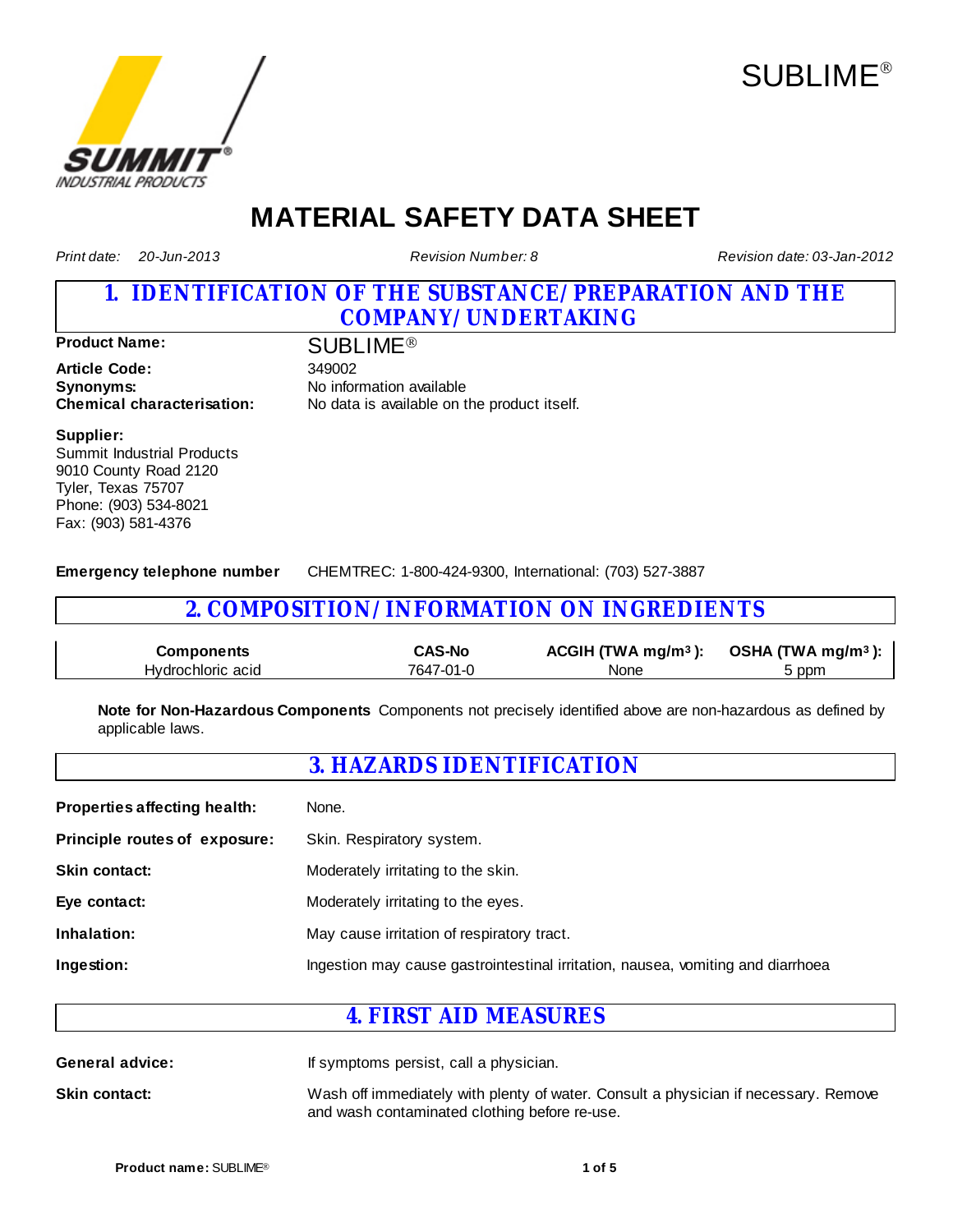SUBLIME®

# MATERIAL SAFETY DATA SHEET

*Print date: 20-Jun-2013* *Revision Number: 8* *Revision date: 03-Jan-2012*

## 1. IDENTIFICATION OF THE SUBSTANCE/PREPARATION AND THE COMPANY/UNDERTAKING

**Product Name:** SUBLIME®

**Article Code:** 349002
**Synonyms:** No information available
**Chemical characterisation:** No data is available on the product itself.

**Supplier:**
Summit Industrial Products
9010 County Road 2120
Tyler, Texas 75707
Phone: (903) 534-8021
Fax: (903) 581-4376

**Emergency telephone number** CHEMTREC: 1-800-424-9300, International: (703) 527-3887

## 2. COMPOSITION/INFORMATION ON INGREDIENTS

| Components | CAS-No | ACGIH (TWA mg/m³): | OSHA (TWA mg/m³): |
|---|---|---|---|
| Hydrochloric acid | 7647-01-0 | None | 5 ppm |

**Note for Non-Hazardous Components** Components not precisely identified above are non-hazardous as defined by applicable laws.

## 3. HAZARDS IDENTIFICATION

**Properties affecting health:** None.

**Principle routes of exposure:** Skin. Respiratory system.

**Skin contact:** Moderately irritating to the skin.

**Eye contact:** Moderately irritating to the eyes.

**Inhalation:** May cause irritation of respiratory tract.

**Ingestion:** Ingestion may cause gastrointestinal irritation, nausea, vomiting and diarrhoea

## 4. FIRST AID MEASURES

**General advice:** If symptoms persist, call a physician.

**Skin contact:** Wash off immediately with plenty of water. Consult a physician if necessary. Remove and wash contaminated clothing before re-use.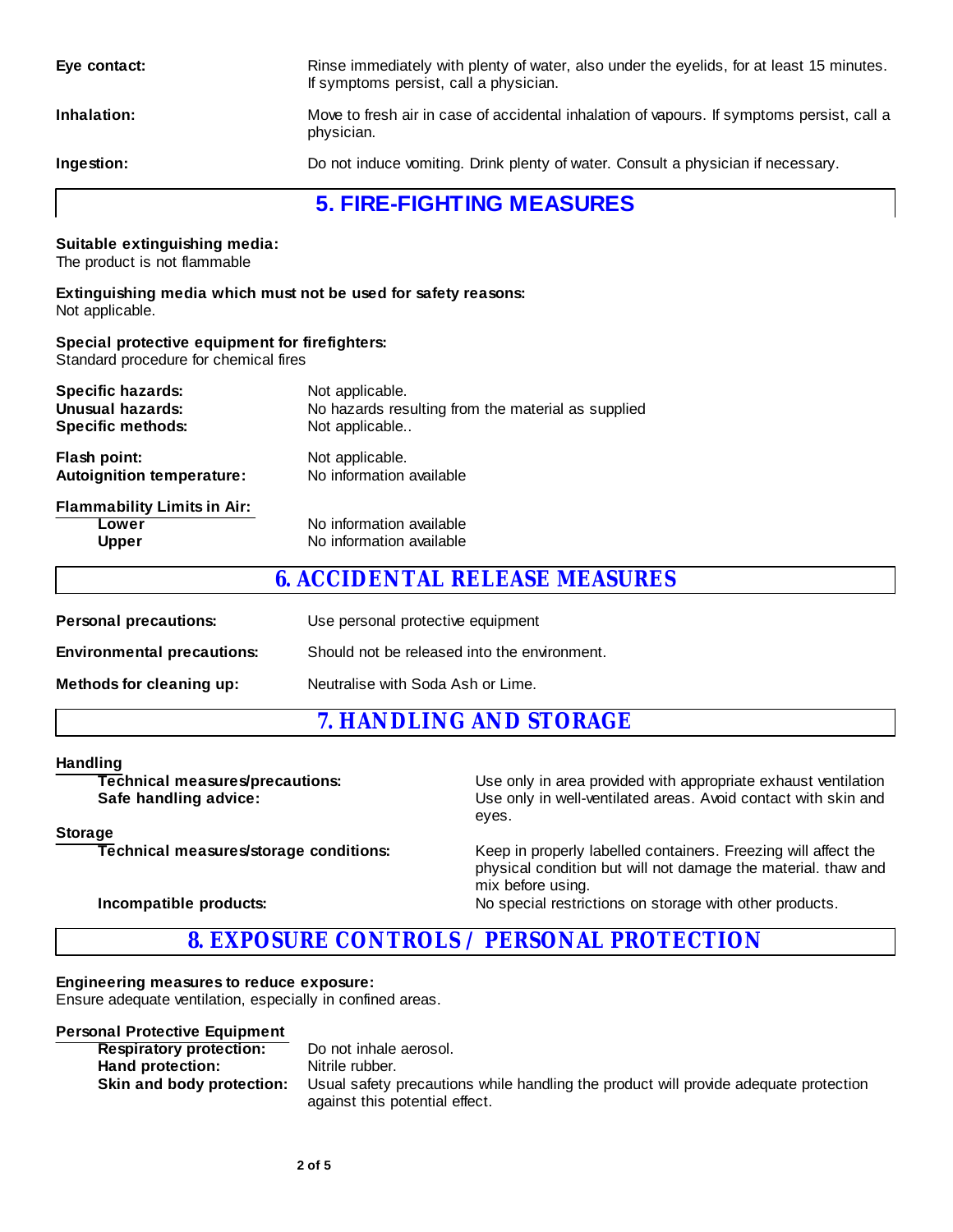**Eye contact:** Rinse immediately with plenty of water, also under the eyelids, for at least 15 minutes. If symptoms persist, call a physician.

**Inhalation:** Move to fresh air in case of accidental inhalation of vapours. If symptoms persist, call a physician.

**Ingestion:** Do not induce vomiting. Drink plenty of water. Consult a physician if necessary.

## 5. FIRE-FIGHTING MEASURES

**Suitable extinguishing media:**
The product is not flammable

**Extinguishing media which must not be used for safety reasons:**
Not applicable.

**Special protective equipment for firefighters:**
Standard procedure for chemical fires

**Specific hazards:** Not applicable.
**Unusual hazards:** No hazards resulting from the material as supplied
**Specific methods:** Not applicable..

**Flash point:** Not applicable.
**Autoignition temperature:** No information available

**Flammability Limits in Air:**
- **Lower** No information available
- **Upper** No information available

## 6. ACCIDENTAL RELEASE MEASURES

**Personal precautions:** Use personal protective equipment

**Environmental precautions:** Should not be released into the environment.

**Methods for cleaning up:** Neutralise with Soda Ash or Lime.

## 7. HANDLING AND STORAGE

**Handling**
- **Technical measures/precautions:** Use only in area provided with appropriate exhaust ventilation
- **Safe handling advice:** Use only in well-ventilated areas. Avoid contact with skin and eyes.

**Storage**
- **Technical measures/storage conditions:** Keep in properly labelled containers. Freezing will affect the physical condition but will not damage the material. thaw and mix before using.
- **Incompatible products:** No special restrictions on storage with other products.

## 8. EXPOSURE CONTROLS / PERSONAL PROTECTION

**Engineering measures to reduce exposure:**
Ensure adequate ventilation, especially in confined areas.

**Personal Protective Equipment**
- **Respiratory protection:** Do not inhale aerosol.
- **Hand protection:** Nitrile rubber.
- **Skin and body protection:** Usual safety precautions while handling the product will provide adequate protection against this potential effect.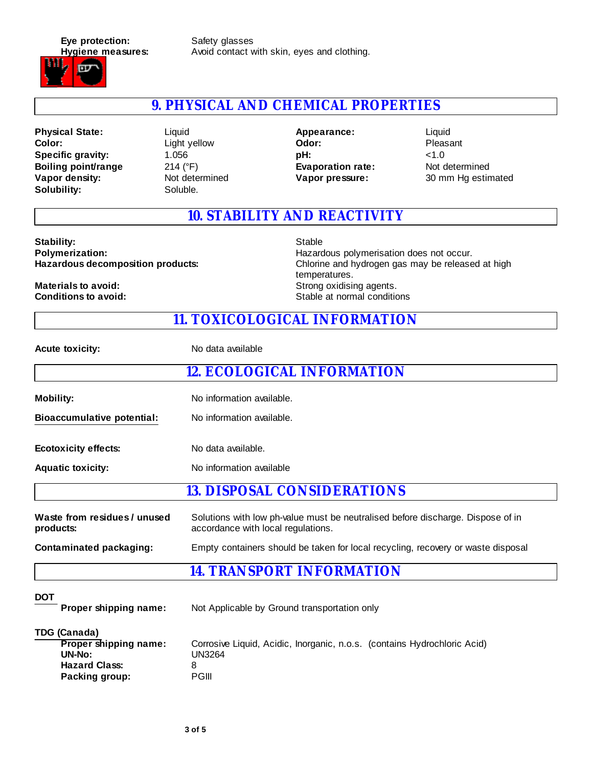**Eye protection:** Safety glasses

**Hygiene measures:** Avoid contact with skin, eyes and clothing.

## 9. PHYSICAL AND CHEMICAL PROPERTIES

| | | | |
|---|---|---|---|
| **Physical State:** | Liquid | **Appearance:** | Liquid |
| **Color:** | Light yellow | **Odor:** | Pleasant |
| **Specific gravity:** | 1.056 | **pH:** | <1.0 |
| **Boiling point/range** | 214 (°F) | **Evaporation rate:** | Not determined |
| **Vapor density:** | Not determined | **Vapor pressure:** | 30 mm Hg estimated |
| **Solubility:** | Soluble. | | |

## 10. STABILITY AND REACTIVITY

| | |
|---|---|
| **Stability:** | Stable |
| **Polymerization:** | Hazardous polymerisation does not occur. |
| **Hazardous decomposition products:** | Chlorine and hydrogen gas may be released at high temperatures. |
| **Materials to avoid:** | Strong oxidising agents. |
| **Conditions to avoid:** | Stable at normal conditions |

## 11. TOXICOLOGICAL INFORMATION

**Acute toxicity:** No data available

## 12. ECOLOGICAL INFORMATION

**Mobility:** No information available.

**Bioaccumulative potential:** No information available.

**Ecotoxicity effects:** No data available.

**Aquatic toxicity:** No information available

## 13. DISPOSAL CONSIDERATIONS

**Waste from residues / unused products:** Solutions with low ph-value must be neutralised before discharge. Dispose of in accordance with local regulations.

**Contaminated packaging:** Empty containers should be taken for local recycling, recovery or waste disposal

## 14. TRANSPORT INFORMATION

**DOT**

**Proper shipping name:** Not Applicable by Ground transportation only

**TDG (Canada)**

| | |
|---|---|
| **Proper shipping name:** | Corrosive Liquid, Acidic, Inorganic, n.o.s. (contains Hydrochloric Acid) |
| **UN-No:** | UN3264 |
| **Hazard Class:** | 8 |
| **Packing group:** | PGIII |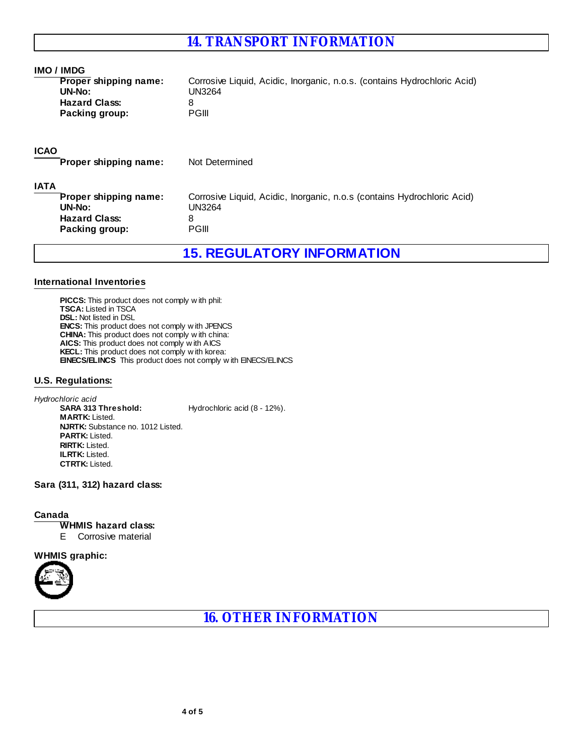# 14. TRANSPORT INFORMATION

**IMO / IMDG**

**Proper shipping name:** Corrosive Liquid, Acidic, Inorganic, n.o.s. (contains Hydrochloric Acid)
**UN-No:** UN3264
**Hazard Class:** 8
**Packing group:** PGIII

**ICAO**

**Proper shipping name:** Not Determined

**IATA**

**Proper shipping name:** Corrosive Liquid, Acidic, Inorganic, n.o.s (contains Hydrochloric Acid)
**UN-No:** UN3264
**Hazard Class:** 8
**Packing group:** PGIII

# 15. REGULATORY INFORMATION

**International Inventories**

**PICCS:** This product does not comply with phil:
**TSCA:** Listed in TSCA
**DSL:** Not listed in DSL
**ENCS:** This product does not comply with JPENCS
**CHINA:** This product does not comply with china:
**AICS:** This product does not comply with AICS
**KECL:** This product does not comply with korea:
**EINECS/ELINCS** This product does not comply with EINECS/ELINCS

**U.S. Regulations:**

*Hydrochloric acid*

**SARA 313 Threshold:** Hydrochloric acid (8 - 12%).
**MARTK:** Listed.
**NJRTK:** Substance no. 1012 Listed.
**PARTK:** Listed.
**RIRTK:** Listed.
**ILRTK:** Listed.
**CTRTK:** Listed.

**Sara (311, 312) hazard class:**

**Canada**

**WHMIS hazard class:**

E Corrosive material

**WHMIS graphic:**

# 16. OTHER INFORMATION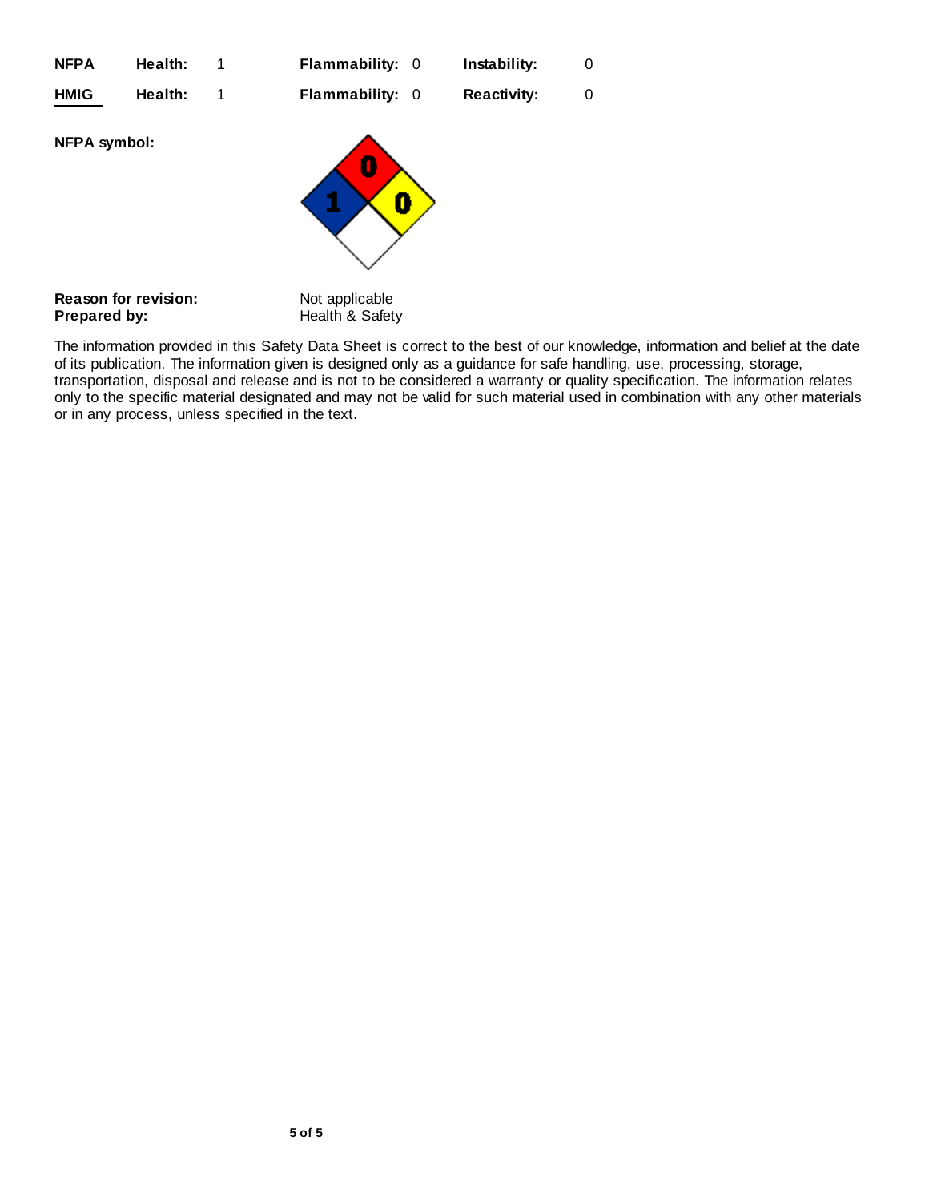| | | | | | | |
|---|---|---|---|---|---|---|
| **NFPA** | **Health:** | 1 | **Flammability:** | 0 | **Instability:** | 0 |
| **HMIG** | **Health:** | 1 | **Flammability:** | 0 | **Reactivity:** | 0 |

**NFPA symbol:**

**Reason for revision:** Not applicable
**Prepared by:** Health & Safety

The information provided in this Safety Data Sheet is correct to the best of our knowledge, information and belief at the date of its publication. The information given is designed only as a guidance for safe handling, use, processing, storage, transportation, disposal and release and is not to be considered a warranty or quality specification. The information relates only to the specific material designated and may not be valid for such material used in combination with any other materials or in any process, unless specified in the text.